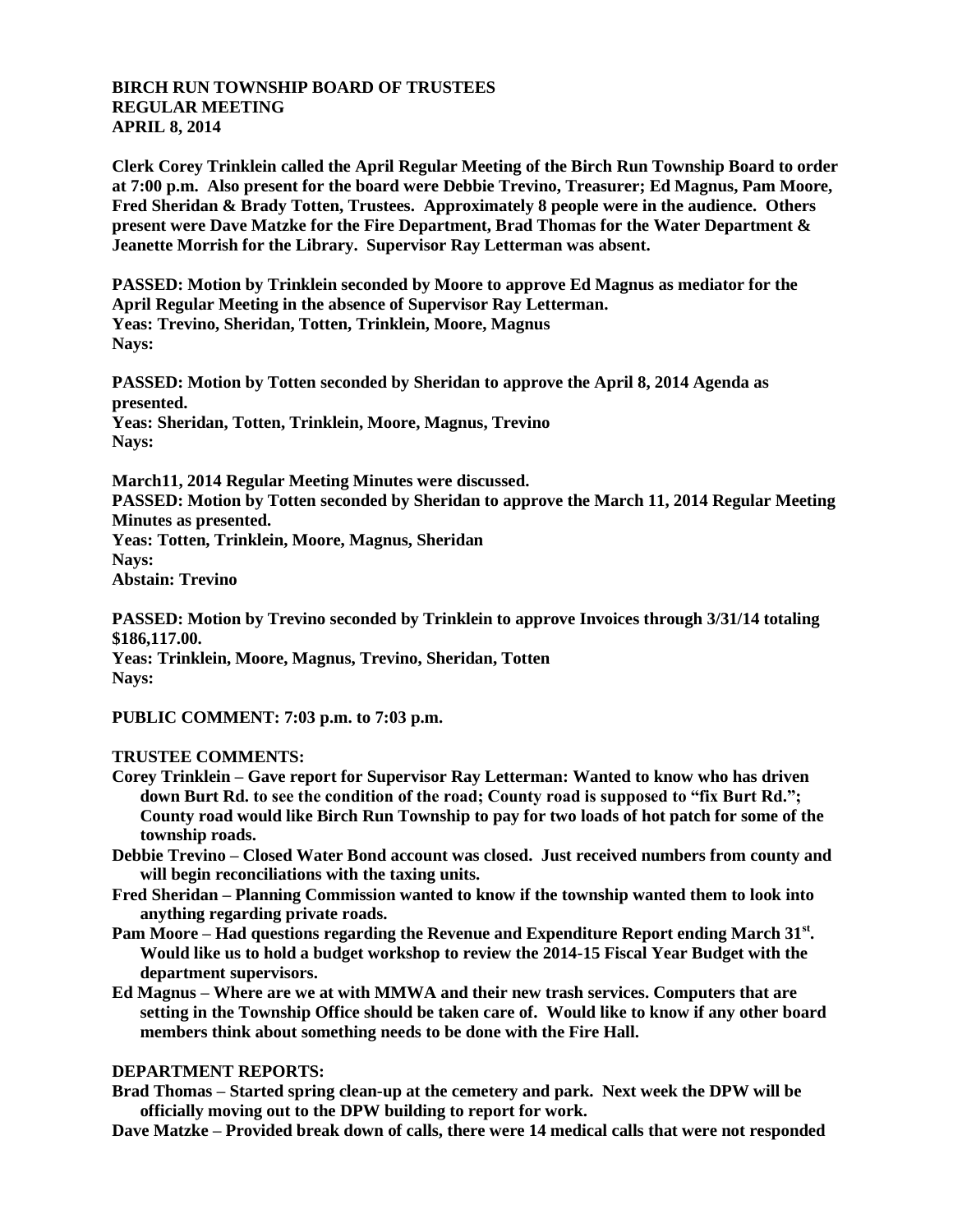**BIRCH RUN TOWNSHIP BOARD OF TRUSTEES**
**REGULAR MEETING**
**APRIL 8, 2014**

**Clerk Corey Trinklein called the April Regular Meeting of the Birch Run Township Board to order at 7:00 p.m. Also present for the board were Debbie Trevino, Treasurer; Ed Magnus, Pam Moore, Fred Sheridan & Brady Totten, Trustees. Approximately 8 people were in the audience. Others present were Dave Matzke for the Fire Department, Brad Thomas for the Water Department & Jeanette Morrish for the Library. Supervisor Ray Letterman was absent.**

**PASSED: Motion by Trinklein seconded by Moore to approve Ed Magnus as mediator for the April Regular Meeting in the absence of Supervisor Ray Letterman.**
**Yeas: Trevino, Sheridan, Totten, Trinklein, Moore, Magnus**
**Nays:**

**PASSED: Motion by Totten seconded by Sheridan to approve the April 8, 2014 Agenda as presented.**
**Yeas: Sheridan, Totten, Trinklein, Moore, Magnus, Trevino**
**Nays:**

**March11, 2014 Regular Meeting Minutes were discussed.**
**PASSED: Motion by Totten seconded by Sheridan to approve the March 11, 2014 Regular Meeting Minutes as presented.**
**Yeas: Totten, Trinklein, Moore, Magnus, Sheridan**
**Nays:**
**Abstain: Trevino**

**PASSED: Motion by Trevino seconded by Trinklein to approve Invoices through 3/31/14 totaling $186,117.00.**
**Yeas: Trinklein, Moore, Magnus, Trevino, Sheridan, Totten**
**Nays:**

**PUBLIC COMMENT: 7:03 p.m. to 7:03 p.m.**

**TRUSTEE COMMENTS:**

- **Corey Trinklein – Gave report for Supervisor Ray Letterman: Wanted to know who has driven down Burt Rd. to see the condition of the road; County road is supposed to "fix Burt Rd."; County road would like Birch Run Township to pay for two loads of hot patch for some of the township roads.**
- **Debbie Trevino – Closed Water Bond account was closed. Just received numbers from county and will begin reconciliations with the taxing units.**
- **Fred Sheridan – Planning Commission wanted to know if the township wanted them to look into anything regarding private roads.**
- **Pam Moore – Had questions regarding the Revenue and Expenditure Report ending March 31st. Would like us to hold a budget workshop to review the 2014-15 Fiscal Year Budget with the department supervisors.**
- **Ed Magnus – Where are we at with MMWA and their new trash services. Computers that are setting in the Township Office should be taken care of. Would like to know if any other board members think about something needs to be done with the Fire Hall.**

**DEPARTMENT REPORTS:**

- **Brad Thomas – Started spring clean-up at the cemetery and park. Next week the DPW will be officially moving out to the DPW building to report for work.**
- **Dave Matzke – Provided break down of calls, there were 14 medical calls that were not responded**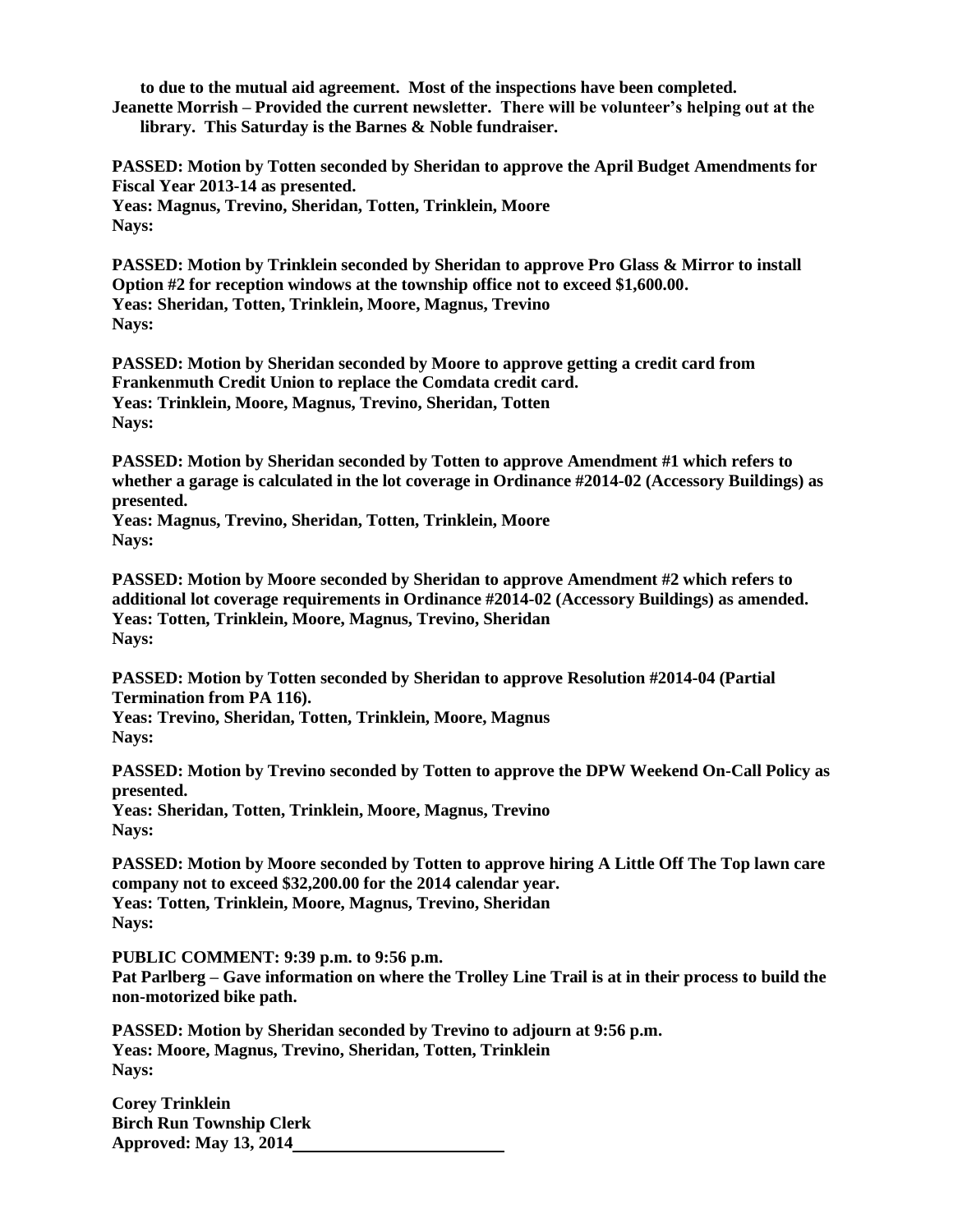**to due to the mutual aid agreement. Most of the inspections have been completed.**
**Jeanette Morrish – Provided the current newsletter. There will be volunteer's helping out at the library. This Saturday is the Barnes & Noble fundraiser.**

**PASSED: Motion by Totten seconded by Sheridan to approve the April Budget Amendments for Fiscal Year 2013-14 as presented.**
**Yeas: Magnus, Trevino, Sheridan, Totten, Trinklein, Moore**
**Nays:**

**PASSED: Motion by Trinklein seconded by Sheridan to approve Pro Glass & Mirror to install Option #2 for reception windows at the township office not to exceed $1,600.00.**
**Yeas: Sheridan, Totten, Trinklein, Moore, Magnus, Trevino**
**Nays:**

**PASSED: Motion by Sheridan seconded by Moore to approve getting a credit card from Frankenmuth Credit Union to replace the Comdata credit card.**
**Yeas: Trinklein, Moore, Magnus, Trevino, Sheridan, Totten**
**Nays:**

**PASSED: Motion by Sheridan seconded by Totten to approve Amendment #1 which refers to whether a garage is calculated in the lot coverage in Ordinance #2014-02 (Accessory Buildings) as presented.**
**Yeas: Magnus, Trevino, Sheridan, Totten, Trinklein, Moore**
**Nays:**

**PASSED: Motion by Moore seconded by Sheridan to approve Amendment #2 which refers to additional lot coverage requirements in Ordinance #2014-02 (Accessory Buildings) as amended.**
**Yeas: Totten, Trinklein, Moore, Magnus, Trevino, Sheridan**
**Nays:**

**PASSED: Motion by Totten seconded by Sheridan to approve Resolution #2014-04 (Partial Termination from PA 116).**
**Yeas: Trevino, Sheridan, Totten, Trinklein, Moore, Magnus**
**Nays:**

**PASSED: Motion by Trevino seconded by Totten to approve the DPW Weekend On-Call Policy as presented.**
**Yeas: Sheridan, Totten, Trinklein, Moore, Magnus, Trevino**
**Nays:**

**PASSED: Motion by Moore seconded by Totten to approve hiring A Little Off The Top lawn care company not to exceed $32,200.00 for the 2014 calendar year.**
**Yeas: Totten, Trinklein, Moore, Magnus, Trevino, Sheridan**
**Nays:**

**PUBLIC COMMENT: 9:39 p.m. to 9:56 p.m.**
**Pat Parlberg – Gave information on where the Trolley Line Trail is at in their process to build the non-motorized bike path.**

**PASSED: Motion by Sheridan seconded by Trevino to adjourn at 9:56 p.m.**
**Yeas: Moore, Magnus, Trevino, Sheridan, Totten, Trinklein**
**Nays:**

**Corey Trinklein**
**Birch Run Township Clerk**
**Approved: May 13, 2014________________________**